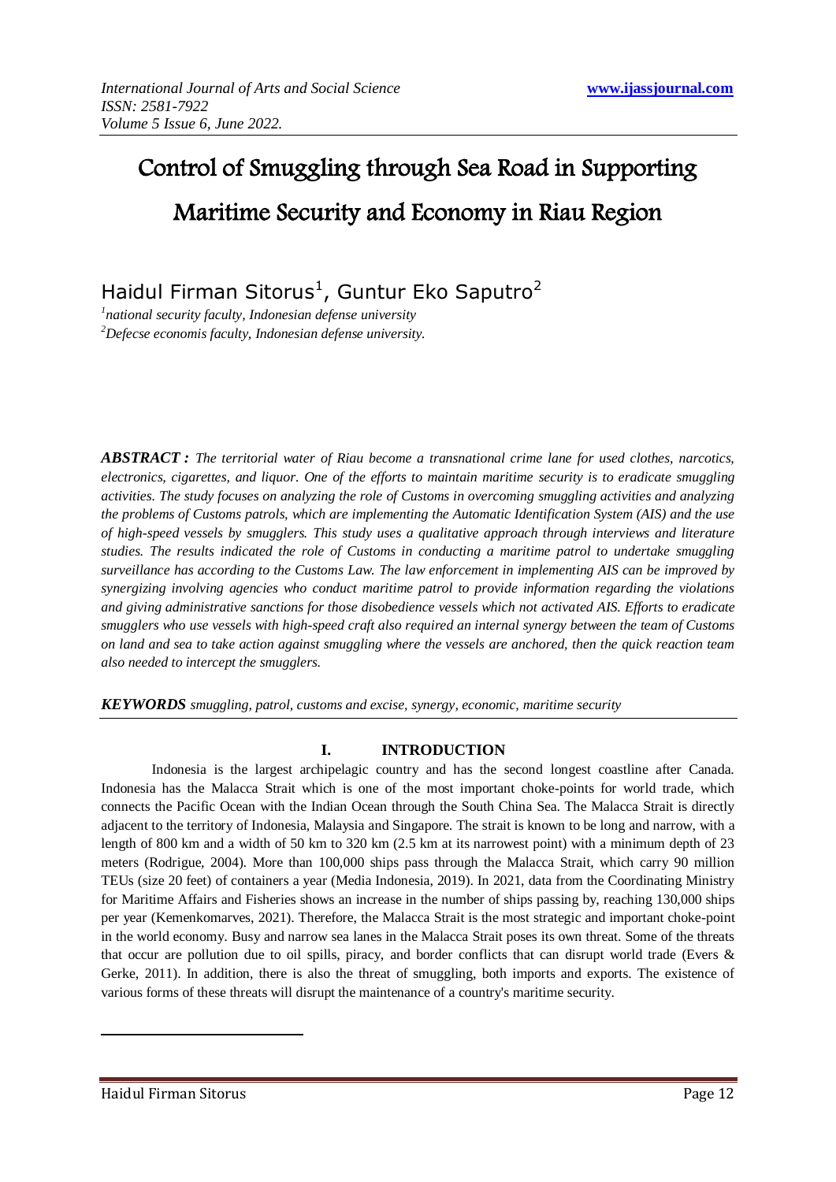# Control of Smuggling through Sea Road in Supporting Maritime Security and Economy in Riau Region

Haidul Firman Sitorus[1], Guntur Eko Saputro[2]

[1]*national security faculty, Indonesian defense university*
[2]*Defecse economis faculty, Indonesian defense university.*

***ABSTRACT :*** *The territorial water of Riau become a transnational crime lane for used clothes, narcotics, electronics, cigarettes, and liquor. One of the efforts to maintain maritime security is to eradicate smuggling activities. The study focuses on analyzing the role of Customs in overcoming smuggling activities and analyzing the problems of Customs patrols, which are implementing the Automatic Identification System (AIS) and the use of high-speed vessels by smugglers. This study uses a qualitative approach through interviews and literature studies. The results indicated the role of Customs in conducting a maritime patrol to undertake smuggling surveillance has according to the Customs Law. The law enforcement in implementing AIS can be improved by synergizing involving agencies who conduct maritime patrol to provide information regarding the violations and giving administrative sanctions for those disobedience vessels which not activated AIS. Efforts to eradicate smugglers who use vessels with high-speed craft also required an internal synergy between the team of Customs on land and sea to take action against smuggling where the vessels are anchored, then the quick reaction team also needed to intercept the smugglers.*

***KEYWORDS*** *smuggling, patrol, customs and excise, synergy, economic, maritime security*

## I. INTRODUCTION

Indonesia is the largest archipelagic country and has the second longest coastline after Canada. Indonesia has the Malacca Strait which is one of the most important choke-points for world trade, which connects the Pacific Ocean with the Indian Ocean through the South China Sea. The Malacca Strait is directly adjacent to the territory of Indonesia, Malaysia and Singapore. The strait is known to be long and narrow, with a length of 800 km and a width of 50 km to 320 km (2.5 km at its narrowest point) with a minimum depth of 23 meters (Rodrigue, 2004). More than 100,000 ships pass through the Malacca Strait, which carry 90 million TEUs (size 20 feet) of containers a year (Media Indonesia, 2019). In 2021, data from the Coordinating Ministry for Maritime Affairs and Fisheries shows an increase in the number of ships passing by, reaching 130,000 ships per year (Kemenkomarves, 2021). Therefore, the Malacca Strait is the most strategic and important choke-point in the world economy. Busy and narrow sea lanes in the Malacca Strait poses its own threat. Some of the threats that occur are pollution due to oil spills, piracy, and border conflicts that can disrupt world trade (Evers & Gerke, 2011). In addition, there is also the threat of smuggling, both imports and exports. The existence of various forms of these threats will disrupt the maintenance of a country's maritime security.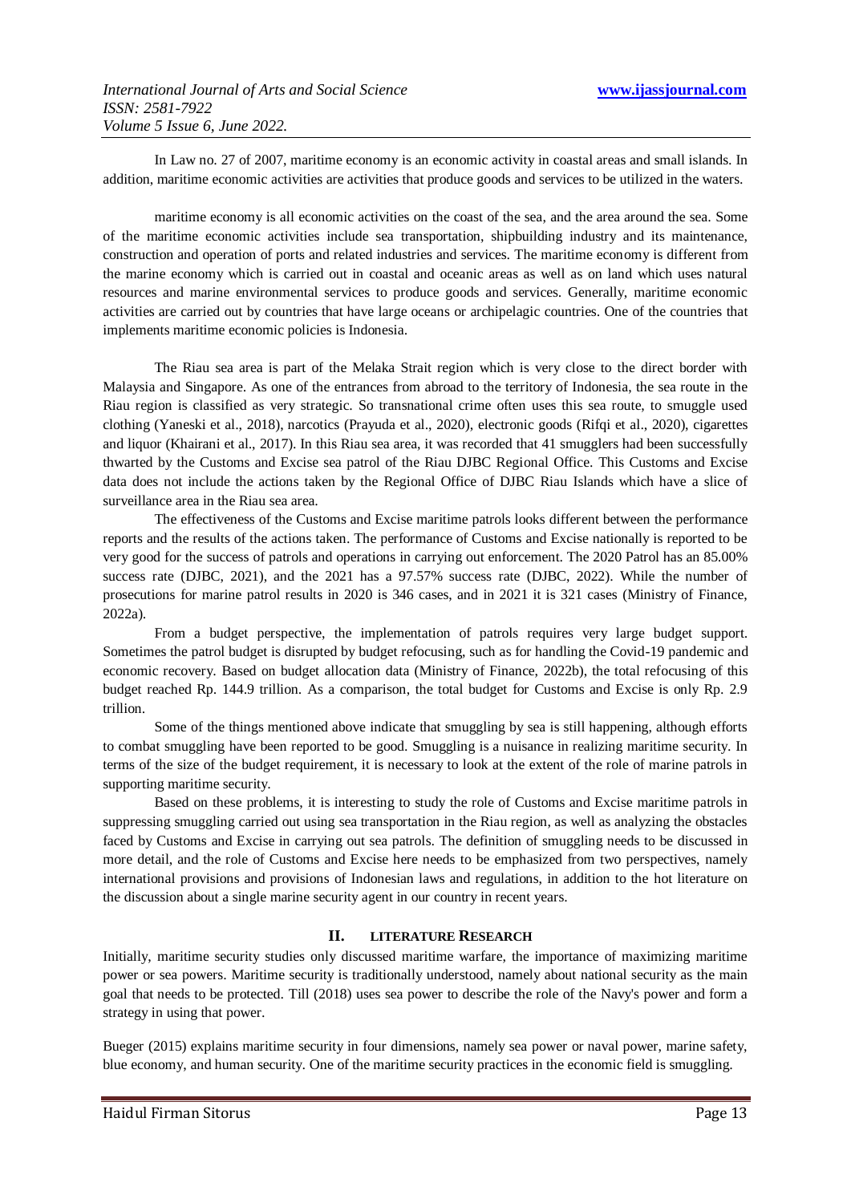In Law no. 27 of 2007, maritime economy is an economic activity in coastal areas and small islands. In addition, maritime economic activities are activities that produce goods and services to be utilized in the waters.

maritime economy is all economic activities on the coast of the sea, and the area around the sea. Some of the maritime economic activities include sea transportation, shipbuilding industry and its maintenance, construction and operation of ports and related industries and services. The maritime economy is different from the marine economy which is carried out in coastal and oceanic areas as well as on land which uses natural resources and marine environmental services to produce goods and services. Generally, maritime economic activities are carried out by countries that have large oceans or archipelagic countries. One of the countries that implements maritime economic policies is Indonesia.

The Riau sea area is part of the Melaka Strait region which is very close to the direct border with Malaysia and Singapore. As one of the entrances from abroad to the territory of Indonesia, the sea route in the Riau region is classified as very strategic. So transnational crime often uses this sea route, to smuggle used clothing (Yaneski et al., 2018), narcotics (Prayuda et al., 2020), electronic goods (Rifqi et al., 2020), cigarettes and liquor (Khairani et al., 2017). In this Riau sea area, it was recorded that 41 smugglers had been successfully thwarted by the Customs and Excise sea patrol of the Riau DJBC Regional Office. This Customs and Excise data does not include the actions taken by the Regional Office of DJBC Riau Islands which have a slice of surveillance area in the Riau sea area.

The effectiveness of the Customs and Excise maritime patrols looks different between the performance reports and the results of the actions taken. The performance of Customs and Excise nationally is reported to be very good for the success of patrols and operations in carrying out enforcement. The 2020 Patrol has an 85.00% success rate (DJBC, 2021), and the 2021 has a 97.57% success rate (DJBC, 2022). While the number of prosecutions for marine patrol results in 2020 is 346 cases, and in 2021 it is 321 cases (Ministry of Finance, 2022a).

From a budget perspective, the implementation of patrols requires very large budget support. Sometimes the patrol budget is disrupted by budget refocusing, such as for handling the Covid-19 pandemic and economic recovery. Based on budget allocation data (Ministry of Finance, 2022b), the total refocusing of this budget reached Rp. 144.9 trillion. As a comparison, the total budget for Customs and Excise is only Rp. 2.9 trillion.

Some of the things mentioned above indicate that smuggling by sea is still happening, although efforts to combat smuggling have been reported to be good. Smuggling is a nuisance in realizing maritime security. In terms of the size of the budget requirement, it is necessary to look at the extent of the role of marine patrols in supporting maritime security.

Based on these problems, it is interesting to study the role of Customs and Excise maritime patrols in suppressing smuggling carried out using sea transportation in the Riau region, as well as analyzing the obstacles faced by Customs and Excise in carrying out sea patrols. The definition of smuggling needs to be discussed in more detail, and the role of Customs and Excise here needs to be emphasized from two perspectives, namely international provisions and provisions of Indonesian laws and regulations, in addition to the hot literature on the discussion about a single marine security agent in our country in recent years.

## II. LITERATURE RESEARCH

Initially, maritime security studies only discussed maritime warfare, the importance of maximizing maritime power or sea powers. Maritime security is traditionally understood, namely about national security as the main goal that needs to be protected. Till (2018) uses sea power to describe the role of the Navy's power and form a strategy in using that power.

Bueger (2015) explains maritime security in four dimensions, namely sea power or naval power, marine safety, blue economy, and human security. One of the maritime security practices in the economic field is smuggling.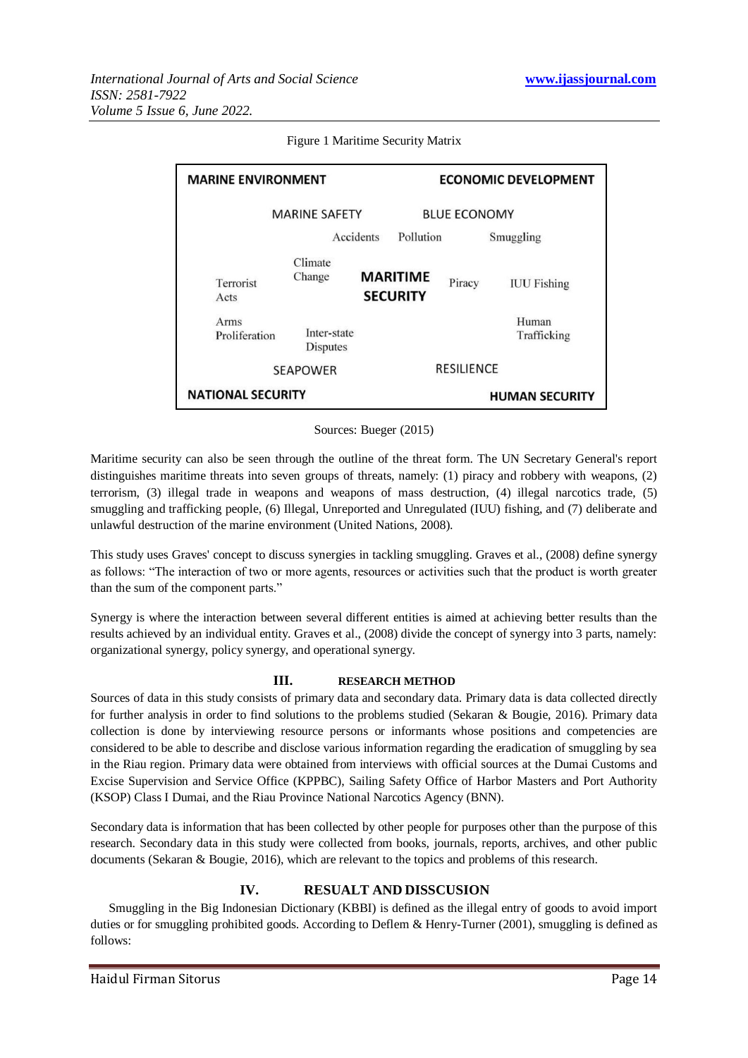Figure 1 Maritime Security Matrix

| | | | |
|---|---|---|---|
| **MARINE ENVIRONMENT** | | | **ECONOMIC DEVELOPMENT** |
| | MARINE SAFETY | BLUE ECONOMY | |
| | Accidents | Pollution | Smuggling |
| Terrorist Acts | Climate Change | **MARITIME SECURITY** Piracy | IUU Fishing |
| Arms Proliferation | Inter-state Disputes | | Human Trafficking |
| | SEAPOWER | RESILIENCE | |
| **NATIONAL SECURITY** | | | **HUMAN SECURITY** |

Sources: Bueger (2015)

Maritime security can also be seen through the outline of the threat form. The UN Secretary General's report distinguishes maritime threats into seven groups of threats, namely: (1) piracy and robbery with weapons, (2) terrorism, (3) illegal trade in weapons and weapons of mass destruction, (4) illegal narcotics trade, (5) smuggling and trafficking people, (6) Illegal, Unreported and Unregulated (IUU) fishing, and (7) deliberate and unlawful destruction of the marine environment (United Nations, 2008).

This study uses Graves' concept to discuss synergies in tackling smuggling. Graves et al., (2008) define synergy as follows: "The interaction of two or more agents, resources or activities such that the product is worth greater than the sum of the component parts."

Synergy is where the interaction between several different entities is aimed at achieving better results than the results achieved by an individual entity. Graves et al., (2008) divide the concept of synergy into 3 parts, namely: organizational synergy, policy synergy, and operational synergy.

## III. RESEARCH METHOD

Sources of data in this study consists of primary data and secondary data. Primary data is data collected directly for further analysis in order to find solutions to the problems studied (Sekaran & Bougie, 2016). Primary data collection is done by interviewing resource persons or informants whose positions and competencies are considered to be able to describe and disclose various information regarding the eradication of smuggling by sea in the Riau region. Primary data were obtained from interviews with official sources at the Dumai Customs and Excise Supervision and Service Office (KPPBC), Sailing Safety Office of Harbor Masters and Port Authority (KSOP) Class I Dumai, and the Riau Province National Narcotics Agency (BNN).

Secondary data is information that has been collected by other people for purposes other than the purpose of this research. Secondary data in this study were collected from books, journals, reports, archives, and other public documents (Sekaran & Bougie, 2016), which are relevant to the topics and problems of this research.

## IV. RESUALT AND DISSCUSION

Smuggling in the Big Indonesian Dictionary (KBBI) is defined as the illegal entry of goods to avoid import duties or for smuggling prohibited goods. According to Deflem & Henry-Turner (2001), smuggling is defined as follows: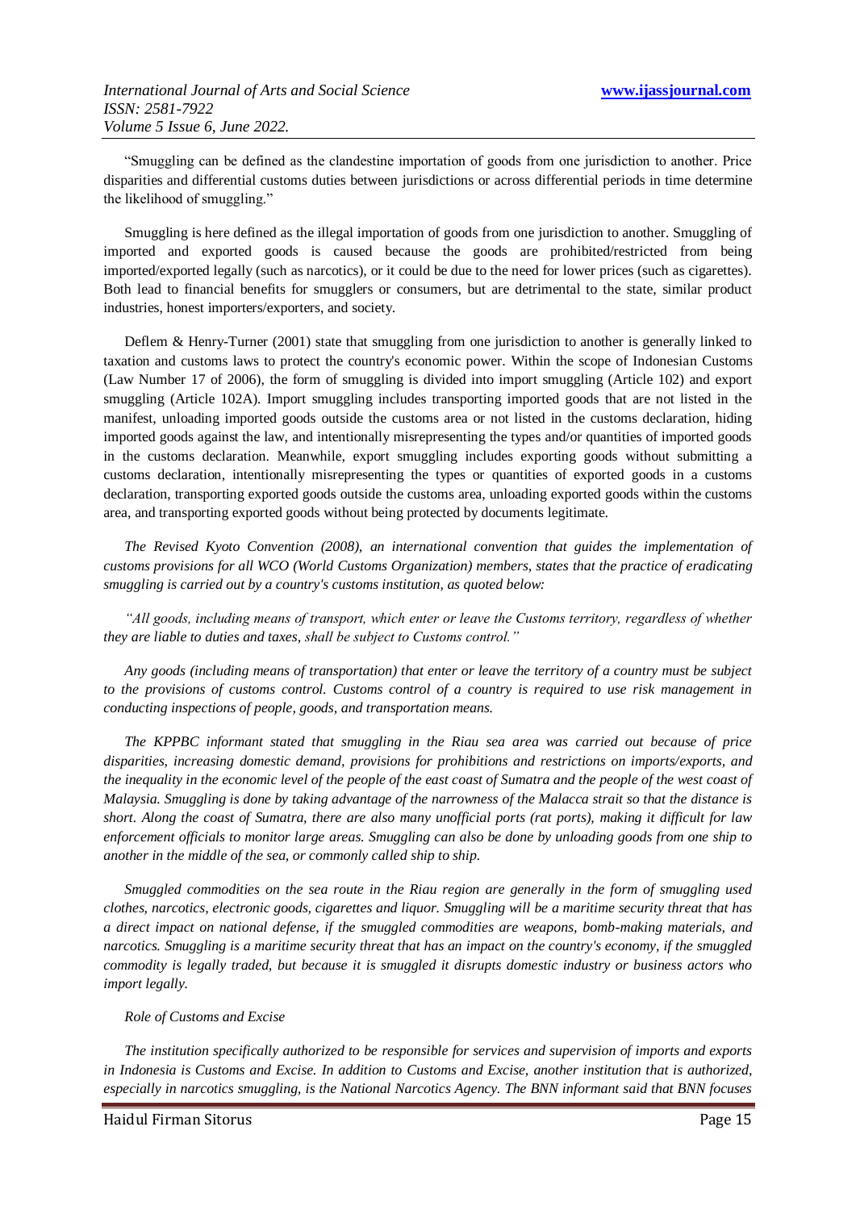"Smuggling can be defined as the clandestine importation of goods from one jurisdiction to another. Price disparities and differential customs duties between jurisdictions or across differential periods in time determine the likelihood of smuggling."

Smuggling is here defined as the illegal importation of goods from one jurisdiction to another. Smuggling of imported and exported goods is caused because the goods are prohibited/restricted from being imported/exported legally (such as narcotics), or it could be due to the need for lower prices (such as cigarettes). Both lead to financial benefits for smugglers or consumers, but are detrimental to the state, similar product industries, honest importers/exporters, and society.

Deflem & Henry-Turner (2001) state that smuggling from one jurisdiction to another is generally linked to taxation and customs laws to protect the country's economic power. Within the scope of Indonesian Customs (Law Number 17 of 2006), the form of smuggling is divided into import smuggling (Article 102) and export smuggling (Article 102A). Import smuggling includes transporting imported goods that are not listed in the manifest, unloading imported goods outside the customs area or not listed in the customs declaration, hiding imported goods against the law, and intentionally misrepresenting the types and/or quantities of imported goods in the customs declaration. Meanwhile, export smuggling includes exporting goods without submitting a customs declaration, intentionally misrepresenting the types or quantities of exported goods in a customs declaration, transporting exported goods outside the customs area, unloading exported goods within the customs area, and transporting exported goods without being protected by documents legitimate.

*The Revised Kyoto Convention (2008), an international convention that guides the implementation of customs provisions for all WCO (World Customs Organization) members, states that the practice of eradicating smuggling is carried out by a country's customs institution, as quoted below:*

*"All goods, including means of transport, which enter or leave the Customs territory, regardless of whether they are liable to duties and taxes, shall be subject to Customs control."*

*Any goods (including means of transportation) that enter or leave the territory of a country must be subject to the provisions of customs control. Customs control of a country is required to use risk management in conducting inspections of people, goods, and transportation means.*

*The KPPBC informant stated that smuggling in the Riau sea area was carried out because of price disparities, increasing domestic demand, provisions for prohibitions and restrictions on imports/exports, and the inequality in the economic level of the people of the east coast of Sumatra and the people of the west coast of Malaysia. Smuggling is done by taking advantage of the narrowness of the Malacca strait so that the distance is short. Along the coast of Sumatra, there are also many unofficial ports (rat ports), making it difficult for law enforcement officials to monitor large areas. Smuggling can also be done by unloading goods from one ship to another in the middle of the sea, or commonly called ship to ship.*

*Smuggled commodities on the sea route in the Riau region are generally in the form of smuggling used clothes, narcotics, electronic goods, cigarettes and liquor. Smuggling will be a maritime security threat that has a direct impact on national defense, if the smuggled commodities are weapons, bomb-making materials, and narcotics. Smuggling is a maritime security threat that has an impact on the country's economy, if the smuggled commodity is legally traded, but because it is smuggled it disrupts domestic industry or business actors who import legally.*

### *Role of Customs and Excise*

*The institution specifically authorized to be responsible for services and supervision of imports and exports in Indonesia is Customs and Excise. In addition to Customs and Excise, another institution that is authorized, especially in narcotics smuggling, is the National Narcotics Agency. The BNN informant said that BNN focuses*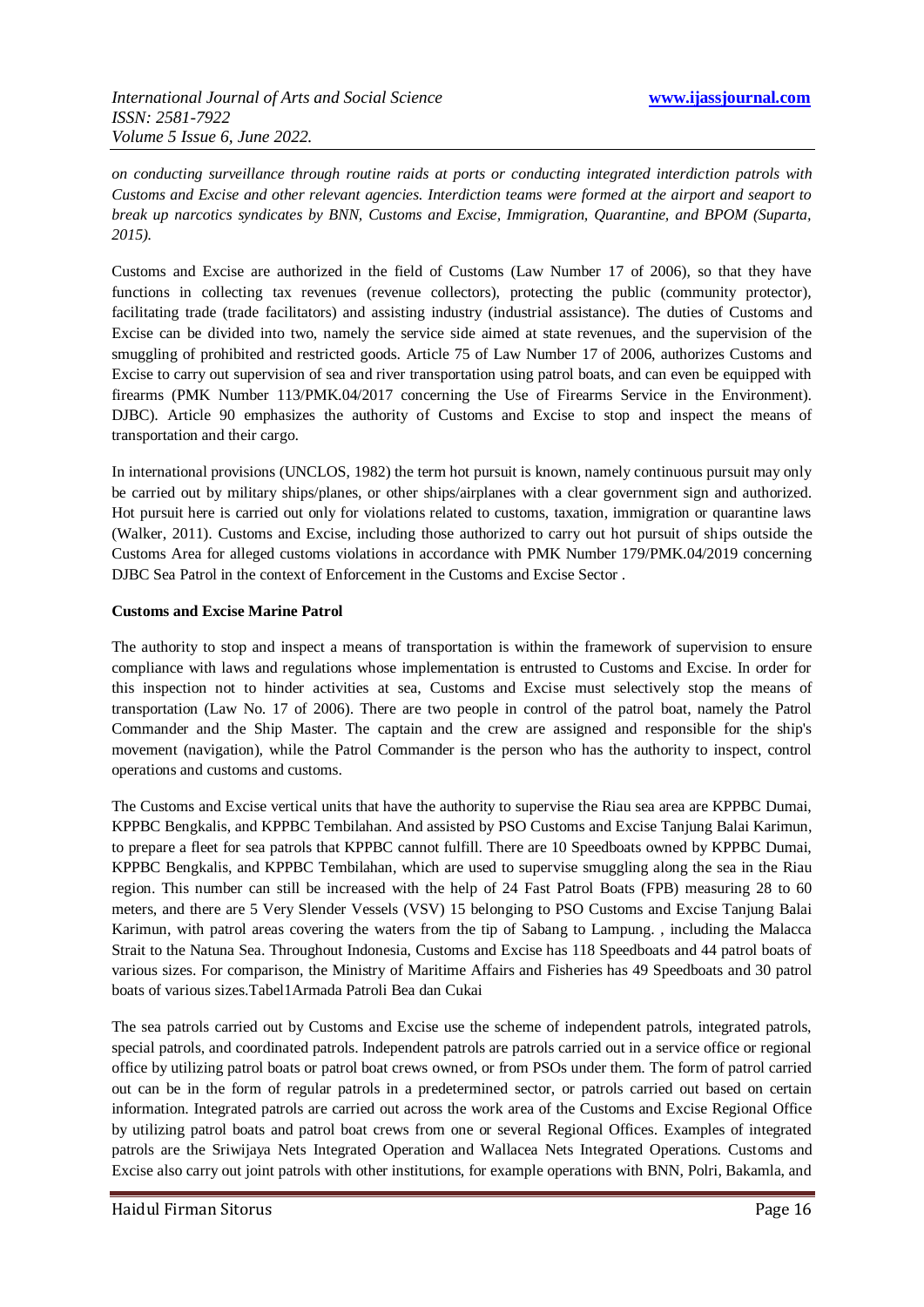*on conducting surveillance through routine raids at ports or conducting integrated interdiction patrols with Customs and Excise and other relevant agencies. Interdiction teams were formed at the airport and seaport to break up narcotics syndicates by BNN, Customs and Excise, Immigration, Quarantine, and BPOM (Suparta, 2015).*

Customs and Excise are authorized in the field of Customs (Law Number 17 of 2006), so that they have functions in collecting tax revenues (revenue collectors), protecting the public (community protector), facilitating trade (trade facilitators) and assisting industry (industrial assistance). The duties of Customs and Excise can be divided into two, namely the service side aimed at state revenues, and the supervision of the smuggling of prohibited and restricted goods. Article 75 of Law Number 17 of 2006, authorizes Customs and Excise to carry out supervision of sea and river transportation using patrol boats, and can even be equipped with firearms (PMK Number 113/PMK.04/2017 concerning the Use of Firearms Service in the Environment). DJBC). Article 90 emphasizes the authority of Customs and Excise to stop and inspect the means of transportation and their cargo.

In international provisions (UNCLOS, 1982) the term hot pursuit is known, namely continuous pursuit may only be carried out by military ships/planes, or other ships/airplanes with a clear government sign and authorized. Hot pursuit here is carried out only for violations related to customs, taxation, immigration or quarantine laws (Walker, 2011). Customs and Excise, including those authorized to carry out hot pursuit of ships outside the Customs Area for alleged customs violations in accordance with PMK Number 179/PMK.04/2019 concerning DJBC Sea Patrol in the context of Enforcement in the Customs and Excise Sector .

**Customs and Excise Marine Patrol**

The authority to stop and inspect a means of transportation is within the framework of supervision to ensure compliance with laws and regulations whose implementation is entrusted to Customs and Excise. In order for this inspection not to hinder activities at sea, Customs and Excise must selectively stop the means of transportation (Law No. 17 of 2006). There are two people in control of the patrol boat, namely the Patrol Commander and the Ship Master. The captain and the crew are assigned and responsible for the ship's movement (navigation), while the Patrol Commander is the person who has the authority to inspect, control operations and customs and customs.

The Customs and Excise vertical units that have the authority to supervise the Riau sea area are KPPBC Dumai, KPPBC Bengkalis, and KPPBC Tembilahan. And assisted by PSO Customs and Excise Tanjung Balai Karimun, to prepare a fleet for sea patrols that KPPBC cannot fulfill. There are 10 Speedboats owned by KPPBC Dumai, KPPBC Bengkalis, and KPPBC Tembilahan, which are used to supervise smuggling along the sea in the Riau region. This number can still be increased with the help of 24 Fast Patrol Boats (FPB) measuring 28 to 60 meters, and there are 5 Very Slender Vessels (VSV) 15 belonging to PSO Customs and Excise Tanjung Balai Karimun, with patrol areas covering the waters from the tip of Sabang to Lampung. , including the Malacca Strait to the Natuna Sea. Throughout Indonesia, Customs and Excise has 118 Speedboats and 44 patrol boats of various sizes. For comparison, the Ministry of Maritime Affairs and Fisheries has 49 Speedboats and 30 patrol boats of various sizes.Tabel1Armada Patroli Bea dan Cukai

The sea patrols carried out by Customs and Excise use the scheme of independent patrols, integrated patrols, special patrols, and coordinated patrols. Independent patrols are patrols carried out in a service office or regional office by utilizing patrol boats or patrol boat crews owned, or from PSOs under them. The form of patrol carried out can be in the form of regular patrols in a predetermined sector, or patrols carried out based on certain information. Integrated patrols are carried out across the work area of the Customs and Excise Regional Office by utilizing patrol boats and patrol boat crews from one or several Regional Offices. Examples of integrated patrols are the Sriwijaya Nets Integrated Operation and Wallacea Nets Integrated Operations. Customs and Excise also carry out joint patrols with other institutions, for example operations with BNN, Polri, Bakamla, and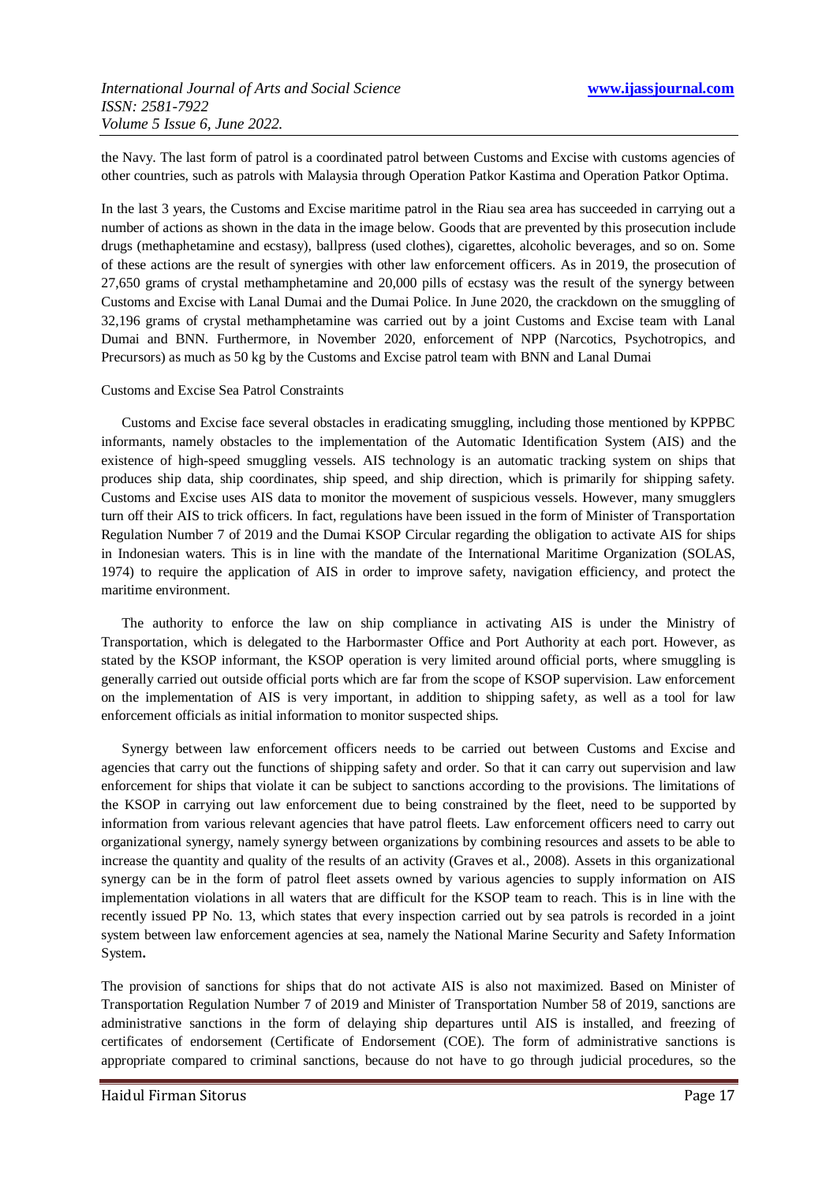the Navy. The last form of patrol is a coordinated patrol between Customs and Excise with customs agencies of other countries, such as patrols with Malaysia through Operation Patkor Kastima and Operation Patkor Optima.

In the last 3 years, the Customs and Excise maritime patrol in the Riau sea area has succeeded in carrying out a number of actions as shown in the data in the image below. Goods that are prevented by this prosecution include drugs (methaphetamine and ecstasy), ballpress (used clothes), cigarettes, alcoholic beverages, and so on. Some of these actions are the result of synergies with other law enforcement officers. As in 2019, the prosecution of 27,650 grams of crystal methamphetamine and 20,000 pills of ecstasy was the result of the synergy between Customs and Excise with Lanal Dumai and the Dumai Police. In June 2020, the crackdown on the smuggling of 32,196 grams of crystal methamphetamine was carried out by a joint Customs and Excise team with Lanal Dumai and BNN. Furthermore, in November 2020, enforcement of NPP (Narcotics, Psychotropics, and Precursors) as much as 50 kg by the Customs and Excise patrol team with BNN and Lanal Dumai

Customs and Excise Sea Patrol Constraints

Customs and Excise face several obstacles in eradicating smuggling, including those mentioned by KPPBC informants, namely obstacles to the implementation of the Automatic Identification System (AIS) and the existence of high-speed smuggling vessels. AIS technology is an automatic tracking system on ships that produces ship data, ship coordinates, ship speed, and ship direction, which is primarily for shipping safety. Customs and Excise uses AIS data to monitor the movement of suspicious vessels. However, many smugglers turn off their AIS to trick officers. In fact, regulations have been issued in the form of Minister of Transportation Regulation Number 7 of 2019 and the Dumai KSOP Circular regarding the obligation to activate AIS for ships in Indonesian waters. This is in line with the mandate of the International Maritime Organization (SOLAS, 1974) to require the application of AIS in order to improve safety, navigation efficiency, and protect the maritime environment.

The authority to enforce the law on ship compliance in activating AIS is under the Ministry of Transportation, which is delegated to the Harbormaster Office and Port Authority at each port. However, as stated by the KSOP informant, the KSOP operation is very limited around official ports, where smuggling is generally carried out outside official ports which are far from the scope of KSOP supervision. Law enforcement on the implementation of AIS is very important, in addition to shipping safety, as well as a tool for law enforcement officials as initial information to monitor suspected ships.

Synergy between law enforcement officers needs to be carried out between Customs and Excise and agencies that carry out the functions of shipping safety and order. So that it can carry out supervision and law enforcement for ships that violate it can be subject to sanctions according to the provisions. The limitations of the KSOP in carrying out law enforcement due to being constrained by the fleet, need to be supported by information from various relevant agencies that have patrol fleets. Law enforcement officers need to carry out organizational synergy, namely synergy between organizations by combining resources and assets to be able to increase the quantity and quality of the results of an activity (Graves et al., 2008). Assets in this organizational synergy can be in the form of patrol fleet assets owned by various agencies to supply information on AIS implementation violations in all waters that are difficult for the KSOP team to reach. This is in line with the recently issued PP No. 13, which states that every inspection carried out by sea patrols is recorded in a joint system between law enforcement agencies at sea, namely the National Marine Security and Safety Information System**.**

The provision of sanctions for ships that do not activate AIS is also not maximized. Based on Minister of Transportation Regulation Number 7 of 2019 and Minister of Transportation Number 58 of 2019, sanctions are administrative sanctions in the form of delaying ship departures until AIS is installed, and freezing of certificates of endorsement (Certificate of Endorsement (COE). The form of administrative sanctions is appropriate compared to criminal sanctions, because do not have to go through judicial procedures, so the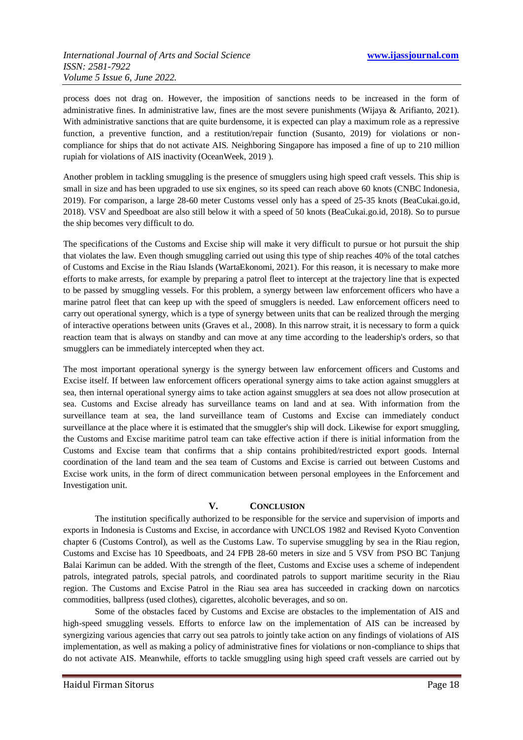process does not drag on. However, the imposition of sanctions needs to be increased in the form of administrative fines. In administrative law, fines are the most severe punishments (Wijaya & Arifianto, 2021). With administrative sanctions that are quite burdensome, it is expected can play a maximum role as a repressive function, a preventive function, and a restitution/repair function (Susanto, 2019) for violations or non-compliance for ships that do not activate AIS. Neighboring Singapore has imposed a fine of up to 210 million rupiah for violations of AIS inactivity (OceanWeek, 2019 ).

Another problem in tackling smuggling is the presence of smugglers using high speed craft vessels. This ship is small in size and has been upgraded to use six engines, so its speed can reach above 60 knots (CNBC Indonesia, 2019). For comparison, a large 28-60 meter Customs vessel only has a speed of 25-35 knots (BeaCukai.go.id, 2018). VSV and Speedboat are also still below it with a speed of 50 knots (BeaCukai.go.id, 2018). So to pursue the ship becomes very difficult to do.

The specifications of the Customs and Excise ship will make it very difficult to pursue or hot pursuit the ship that violates the law. Even though smuggling carried out using this type of ship reaches 40% of the total catches of Customs and Excise in the Riau Islands (WartaEkonomi, 2021). For this reason, it is necessary to make more efforts to make arrests, for example by preparing a patrol fleet to intercept at the trajectory line that is expected to be passed by smuggling vessels. For this problem, a synergy between law enforcement officers who have a marine patrol fleet that can keep up with the speed of smugglers is needed. Law enforcement officers need to carry out operational synergy, which is a type of synergy between units that can be realized through the merging of interactive operations between units (Graves et al., 2008). In this narrow strait, it is necessary to form a quick reaction team that is always on standby and can move at any time according to the leadership's orders, so that smugglers can be immediately intercepted when they act.

The most important operational synergy is the synergy between law enforcement officers and Customs and Excise itself. If between law enforcement officers operational synergy aims to take action against smugglers at sea, then internal operational synergy aims to take action against smugglers at sea does not allow prosecution at sea. Customs and Excise already has surveillance teams on land and at sea. With information from the surveillance team at sea, the land surveillance team of Customs and Excise can immediately conduct surveillance at the place where it is estimated that the smuggler's ship will dock. Likewise for export smuggling, the Customs and Excise maritime patrol team can take effective action if there is initial information from the Customs and Excise team that confirms that a ship contains prohibited/restricted export goods. Internal coordination of the land team and the sea team of Customs and Excise is carried out between Customs and Excise work units, in the form of direct communication between personal employees in the Enforcement and Investigation unit.

## V. CONCLUSION

The institution specifically authorized to be responsible for the service and supervision of imports and exports in Indonesia is Customs and Excise, in accordance with UNCLOS 1982 and Revised Kyoto Convention chapter 6 (Customs Control), as well as the Customs Law. To supervise smuggling by sea in the Riau region, Customs and Excise has 10 Speedboats, and 24 FPB 28-60 meters in size and 5 VSV from PSO BC Tanjung Balai Karimun can be added. With the strength of the fleet, Customs and Excise uses a scheme of independent patrols, integrated patrols, special patrols, and coordinated patrols to support maritime security in the Riau region. The Customs and Excise Patrol in the Riau sea area has succeeded in cracking down on narcotics commodities, ballpress (used clothes), cigarettes, alcoholic beverages, and so on.

Some of the obstacles faced by Customs and Excise are obstacles to the implementation of AIS and high-speed smuggling vessels. Efforts to enforce law on the implementation of AIS can be increased by synergizing various agencies that carry out sea patrols to jointly take action on any findings of violations of AIS implementation, as well as making a policy of administrative fines for violations or non-compliance to ships that do not activate AIS. Meanwhile, efforts to tackle smuggling using high speed craft vessels are carried out by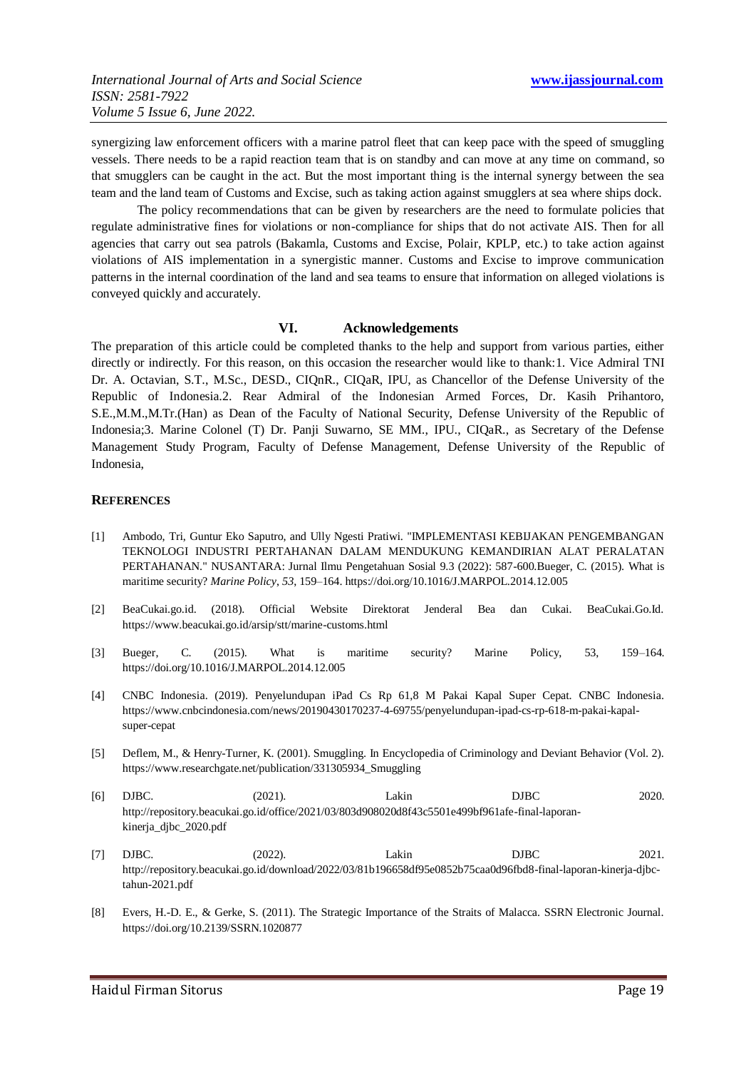synergizing law enforcement officers with a marine patrol fleet that can keep pace with the speed of smuggling vessels. There needs to be a rapid reaction team that is on standby and can move at any time on command, so that smugglers can be caught in the act. But the most important thing is the internal synergy between the sea team and the land team of Customs and Excise, such as taking action against smugglers at sea where ships dock.

The policy recommendations that can be given by researchers are the need to formulate policies that regulate administrative fines for violations or non-compliance for ships that do not activate AIS. Then for all agencies that carry out sea patrols (Bakamla, Customs and Excise, Polair, KPLP, etc.) to take action against violations of AIS implementation in a synergistic manner. Customs and Excise to improve communication patterns in the internal coordination of the land and sea teams to ensure that information on alleged violations is conveyed quickly and accurately.

## VI. Acknowledgements

The preparation of this article could be completed thanks to the help and support from various parties, either directly or indirectly. For this reason, on this occasion the researcher would like to thank:1. Vice Admiral TNI Dr. A. Octavian, S.T., M.Sc., DESD., CIQnR., CIQaR, IPU, as Chancellor of the Defense University of the Republic of Indonesia.2. Rear Admiral of the Indonesian Armed Forces, Dr. Kasih Prihantoro, S.E.,M.M.,M.Tr.(Han) as Dean of the Faculty of National Security, Defense University of the Republic of Indonesia;3. Marine Colonel (T) Dr. Panji Suwarno, SE MM., IPU., CIQaR., as Secretary of the Defense Management Study Program, Faculty of Defense Management, Defense University of the Republic of Indonesia,

## REFERENCES

[1] Ambodo, Tri, Guntur Eko Saputro, and Ully Ngesti Pratiwi. "IMPLEMENTASI KEBIJAKAN PENGEMBANGAN TEKNOLOGI INDUSTRI PERTAHANAN DALAM MENDUKUNG KEMANDIRIAN ALAT PERALATAN PERTAHANAN." NUSANTARA: Jurnal Ilmu Pengetahuan Sosial 9.3 (2022): 587-600.Bueger, C. (2015). What is maritime security? *Marine Policy*, *53*, 159–164. https://doi.org/10.1016/J.MARPOL.2014.12.005

[2] BeaCukai.go.id. (2018). Official Website Direktorat Jenderal Bea dan Cukai. BeaCukai.Go.Id. https://www.beacukai.go.id/arsip/stt/marine-customs.html

[3] Bueger, C. (2015). What is maritime security? Marine Policy, 53, 159–164. https://doi.org/10.1016/J.MARPOL.2014.12.005

[4] CNBC Indonesia. (2019). Penyelundupan iPad Cs Rp 61,8 M Pakai Kapal Super Cepat. CNBC Indonesia. https://www.cnbcindonesia.com/news/20190430170237-4-69755/penyelundupan-ipad-cs-rp-618-m-pakai-kapal-super-cepat

[5] Deflem, M., & Henry-Turner, K. (2001). Smuggling. In Encyclopedia of Criminology and Deviant Behavior (Vol. 2). https://www.researchgate.net/publication/331305934_Smuggling

[6] DJBC. (2021). Lakin DJBC 2020. http://repository.beacukai.go.id/office/2021/03/803d908020d8f43c5501e499bf961afe-final-laporan-kinerja_djbc_2020.pdf

[7] DJBC. (2022). Lakin DJBC 2021. http://repository.beacukai.go.id/download/2022/03/81b196658df95e0852b75caa0d96fbd8-final-laporan-kinerja-djbc-tahun-2021.pdf

[8] Evers, H.-D. E., & Gerke, S. (2011). The Strategic Importance of the Straits of Malacca. SSRN Electronic Journal. https://doi.org/10.2139/SSRN.1020877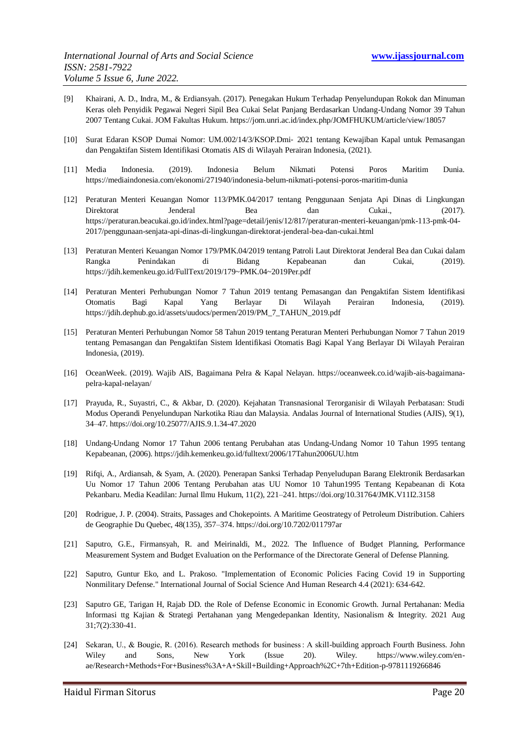[9] Khairani, A. D., Indra, M., & Erdiansyah. (2017). Penegakan Hukum Terhadap Penyelundupan Rokok dan Minuman Keras oleh Penyidik Pegawai Negeri Sipil Bea Cukai Selat Panjang Berdasarkan Undang-Undang Nomor 39 Tahun 2007 Tentang Cukai. JOM Fakultas Hukum. https://jom.unri.ac.id/index.php/JOMFHUKUM/article/view/18057

[10] Surat Edaran KSOP Dumai Nomor: UM.002/14/3/KSOP.Dmi- 2021 tentang Kewajiban Kapal untuk Pemasangan dan Pengaktifan Sistem Identifikasi Otomatis AIS di Wilayah Perairan Indonesia, (2021).

[11] Media Indonesia. (2019). Indonesia Belum Nikmati Potensi Poros Maritim Dunia. https://mediaindonesia.com/ekonomi/271940/indonesia-belum-nikmati-potensi-poros-maritim-dunia

[12] Peraturan Menteri Keuangan Nomor 113/PMK.04/2017 tentang Penggunaan Senjata Api Dinas di Lingkungan Direktorat Jenderal Bea dan Cukai., (2017). https://peraturan.beacukai.go.id/index.html?page=detail/jenis/12/817/peraturan-menteri-keuangan/pmk-113-pmk-04-2017/penggunaan-senjata-api-dinas-di-lingkungan-direktorat-jenderal-bea-dan-cukai.html

[13] Peraturan Menteri Keuangan Nomor 179/PMK.04/2019 tentang Patroli Laut Direktorat Jenderal Bea dan Cukai dalam Rangka Penindakan di Bidang Kepabeanan dan Cukai, (2019). https://jdih.kemenkeu.go.id/FullText/2019/179~PMK.04~2019Per.pdf

[14] Peraturan Menteri Perhubungan Nomor 7 Tahun 2019 tentang Pemasangan dan Pengaktifan Sistem Identifikasi Otomatis Bagi Kapal Yang Berlayar Di Wilayah Perairan Indonesia, (2019). https://jdih.dephub.go.id/assets/uudocs/permen/2019/PM_7_TAHUN_2019.pdf

[15] Peraturan Menteri Perhubungan Nomor 58 Tahun 2019 tentang Peraturan Menteri Perhubungan Nomor 7 Tahun 2019 tentang Pemasangan dan Pengaktifan Sistem Identifikasi Otomatis Bagi Kapal Yang Berlayar Di Wilayah Perairan Indonesia, (2019).

[16] OceanWeek. (2019). Wajib AIS, Bagaimana Pelra & Kapal Nelayan. https://oceanweek.co.id/wajib-ais-bagaimana-pelra-kapal-nelayan/

[17] Prayuda, R., Suyastri, C., & Akbar, D. (2020). Kejahatan Transnasional Terorganisir di Wilayah Perbatasan: Studi Modus Operandi Penyelundupan Narkotika Riau dan Malaysia. Andalas Journal of International Studies (AJIS), 9(1), 34–47. https://doi.org/10.25077/AJIS.9.1.34-47.2020

[18] Undang-Undang Nomor 17 Tahun 2006 tentang Perubahan atas Undang-Undang Nomor 10 Tahun 1995 tentang Kepabeanan, (2006). https://jdih.kemenkeu.go.id/fulltext/2006/17Tahun2006UU.htm

[19] Rifqi, A., Ardiansah, & Syam, A. (2020). Penerapan Sanksi Terhadap Penyeludupan Barang Elektronik Berdasarkan Uu Nomor 17 Tahun 2006 Tentang Perubahan atas UU Nomor 10 Tahun1995 Tentang Kepabeanan di Kota Pekanbaru. Media Keadilan: Jurnal Ilmu Hukum, 11(2), 221–241. https://doi.org/10.31764/JMK.V11I2.3158

[20] Rodrigue, J. P. (2004). Straits, Passages and Chokepoints. A Maritime Geostrategy of Petroleum Distribution. Cahiers de Geographie Du Quebec, 48(135), 357–374. https://doi.org/10.7202/011797ar

[21] Saputro, G.E., Firmansyah, R. and Meirinaldi, M., 2022. The Influence of Budget Planning, Performance Measurement System and Budget Evaluation on the Performance of the Directorate General of Defense Planning.

[22] Saputro, Guntur Eko, and L. Prakoso. "Implementation of Economic Policies Facing Covid 19 in Supporting Nonmilitary Defense." International Journal of Social Science And Human Research 4.4 (2021): 634-642.

[23] Saputro GE, Tarigan H, Rajab DD. the Role of Defense Economic in Economic Growth. Jurnal Pertahanan: Media Informasi ttg Kajian & Strategi Pertahanan yang Mengedepankan Identity, Nasionalism & Integrity. 2021 Aug 31;7(2):330-41.

[24] Sekaran, U., & Bougie, R. (2016). Research methods for business : A skill-building approach Fourth Business. John Wiley and Sons, New York (Issue 20). Wiley. https://www.wiley.com/en-ae/Research+Methods+For+Business%3A+A+Skill+Building+Approach%2C+7th+Edition-p-9781119266846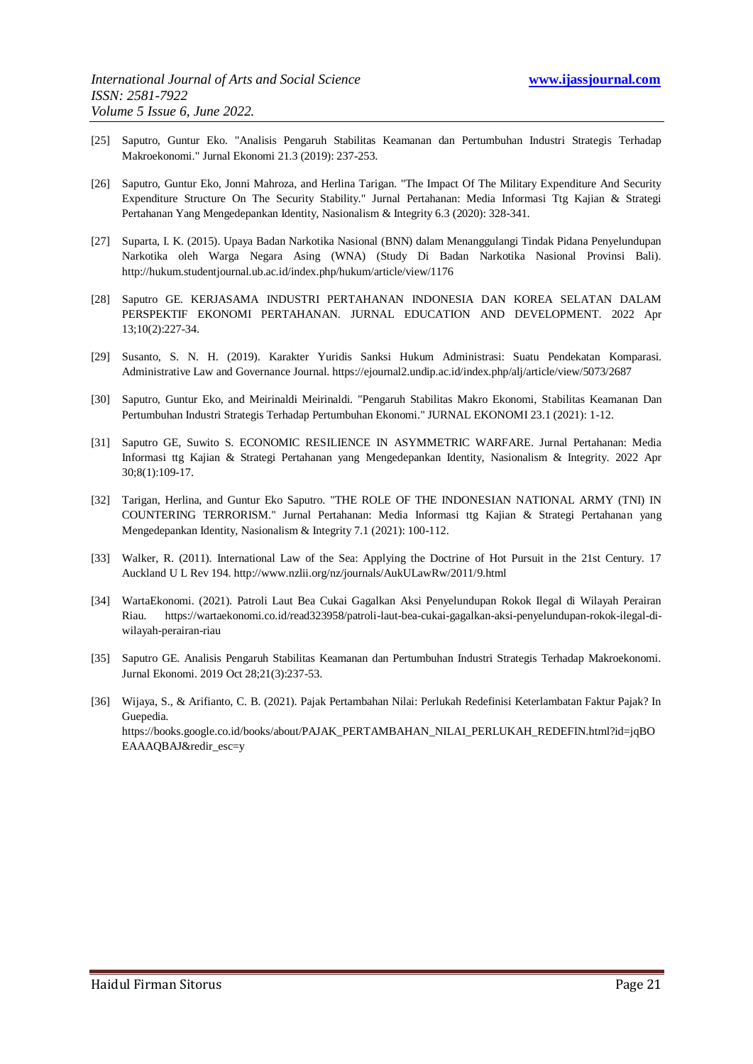[25] Saputro, Guntur Eko. "Analisis Pengaruh Stabilitas Keamanan dan Pertumbuhan Industri Strategis Terhadap Makroekonomi." Jurnal Ekonomi 21.3 (2019): 237-253.

[26] Saputro, Guntur Eko, Jonni Mahroza, and Herlina Tarigan. "The Impact Of The Military Expenditure And Security Expenditure Structure On The Security Stability." Jurnal Pertahanan: Media Informasi Ttg Kajian & Strategi Pertahanan Yang Mengedepankan Identity, Nasionalism & Integrity 6.3 (2020): 328-341.

[27] Suparta, I. K. (2015). Upaya Badan Narkotika Nasional (BNN) dalam Menanggulangi Tindak Pidana Penyelundupan Narkotika oleh Warga Negara Asing (WNA) (Study Di Badan Narkotika Nasional Provinsi Bali). http://hukum.studentjournal.ub.ac.id/index.php/hukum/article/view/1176

[28] Saputro GE. KERJASAMA INDUSTRI PERTAHANAN INDONESIA DAN KOREA SELATAN DALAM PERSPEKTIF EKONOMI PERTAHANAN. JURNAL EDUCATION AND DEVELOPMENT. 2022 Apr 13;10(2):227-34.

[29] Susanto, S. N. H. (2019). Karakter Yuridis Sanksi Hukum Administrasi: Suatu Pendekatan Komparasi. Administrative Law and Governance Journal. https://ejournal2.undip.ac.id/index.php/alj/article/view/5073/2687

[30] Saputro, Guntur Eko, and Meirinaldi Meirinaldi. "Pengaruh Stabilitas Makro Ekonomi, Stabilitas Keamanan Dan Pertumbuhan Industri Strategis Terhadap Pertumbuhan Ekonomi." JURNAL EKONOMI 23.1 (2021): 1-12.

[31] Saputro GE, Suwito S. ECONOMIC RESILIENCE IN ASYMMETRIC WARFARE. Jurnal Pertahanan: Media Informasi ttg Kajian & Strategi Pertahanan yang Mengedepankan Identity, Nasionalism & Integrity. 2022 Apr 30;8(1):109-17.

[32] Tarigan, Herlina, and Guntur Eko Saputro. "THE ROLE OF THE INDONESIAN NATIONAL ARMY (TNI) IN COUNTERING TERRORISM." Jurnal Pertahanan: Media Informasi ttg Kajian & Strategi Pertahanan yang Mengedepankan Identity, Nasionalism & Integrity 7.1 (2021): 100-112.

[33] Walker, R. (2011). International Law of the Sea: Applying the Doctrine of Hot Pursuit in the 21st Century. 17 Auckland U L Rev 194. http://www.nzlii.org/nz/journals/AukULawRw/2011/9.html

[34] WartaEkonomi. (2021). Patroli Laut Bea Cukai Gagalkan Aksi Penyelundupan Rokok Ilegal di Wilayah Perairan Riau. https://wartaekonomi.co.id/read323958/patroli-laut-bea-cukai-gagalkan-aksi-penyelundupan-rokok-ilegal-di-wilayah-perairan-riau

[35] Saputro GE. Analisis Pengaruh Stabilitas Keamanan dan Pertumbuhan Industri Strategis Terhadap Makroekonomi. Jurnal Ekonomi. 2019 Oct 28;21(3):237-53.

[36] Wijaya, S., & Arifianto, C. B. (2021). Pajak Pertambahan Nilai: Perlukah Redefinisi Keterlambatan Faktur Pajak? In Guepedia. https://books.google.co.id/books/about/PAJAK_PERTAMBAHAN_NILAI_PERLUKAH_REDEFIN.html?id=jqBOEAAAQBAJ&redir_esc=y